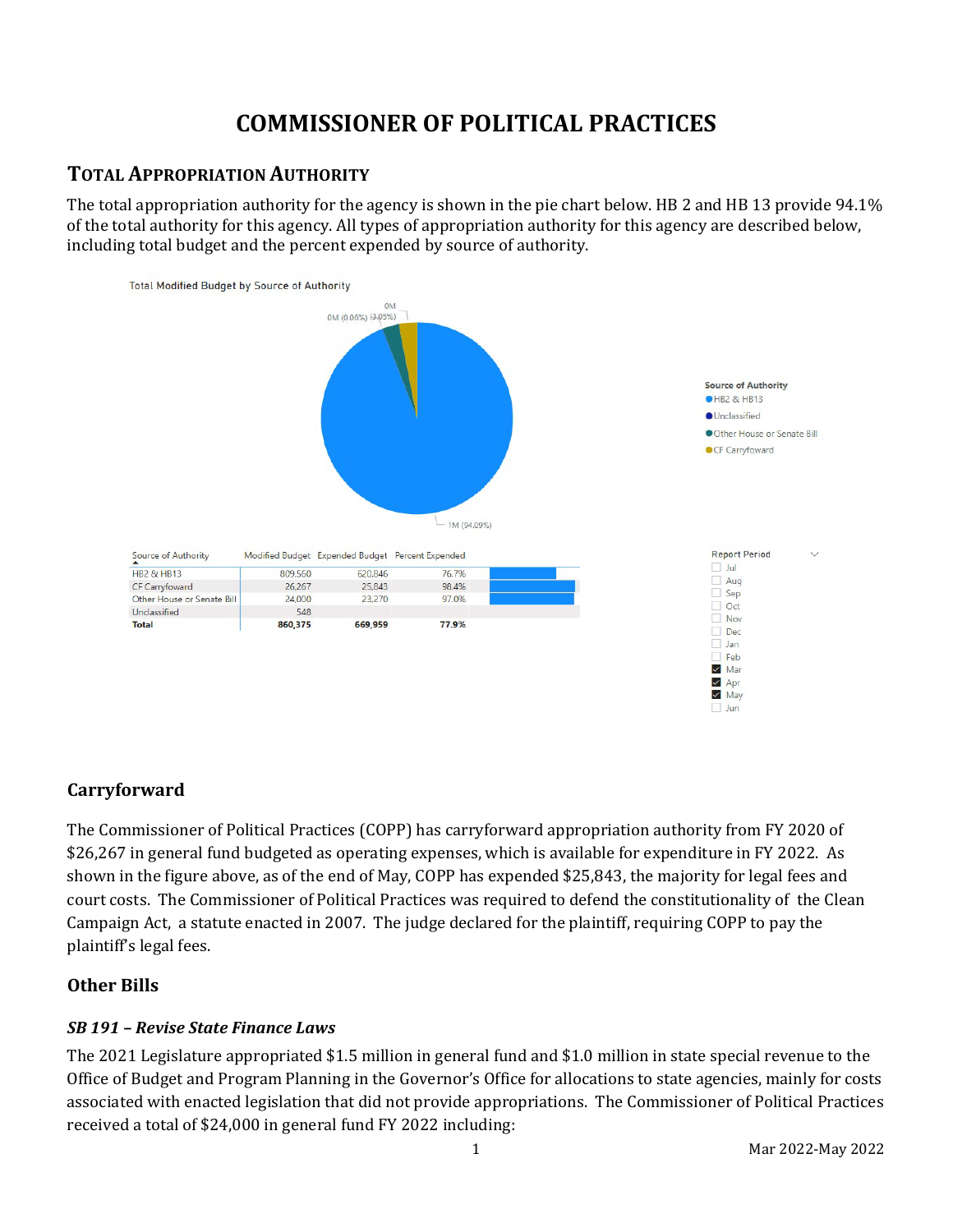# COMMISSIONER OF POLITICAL PRACTICES

## Total Appropriation Authority

The total appropriation authority for the agency is shown in the pie chart below. HB 2 and HB 13 provide 94.1% of the total authority for this agency. All types of appropriation authority for this agency are described below, including total budget and the percent expended by source of authority.

Total Modified Budget by Source of Authority

| Source of Authority | Modified Budget | Expended Budget | Percent Expended |
|---|---|---|---|
| HB2 & HB13 | 809,560 | 620,846 | 76.7% |
| CF Carryfoward | 26,267 | 25,843 | 98.4% |
| Other House or Senate Bill | 24,000 | 23,270 | 97.0% |
| Unclassified | 548 | | |
| **Total** | **860,375** | **669,959** | **77.9%** |

### Carryforward

The Commissioner of Political Practices (COPP) has carryforward appropriation authority from FY 2020 of $26,267 in general fund budgeted as operating expenses, which is available for expenditure in FY 2022. As shown in the figure above, as of the end of May, COPP has expended $25,843, the majority for legal fees and court costs. The Commissioner of Political Practices was required to defend the constitutionality of the Clean Campaign Act, a statute enacted in 2007. The judge declared for the plaintiff, requiring COPP to pay the plaintiff's legal fees.

### Other Bills

#### *SB 191 – Revise State Finance Laws*

The 2021 Legislature appropriated $1.5 million in general fund and $1.0 million in state special revenue to the Office of Budget and Program Planning in the Governor's Office for allocations to state agencies, mainly for costs associated with enacted legislation that did not provide appropriations. The Commissioner of Political Practices received a total of $24,000 in general fund FY 2022 including: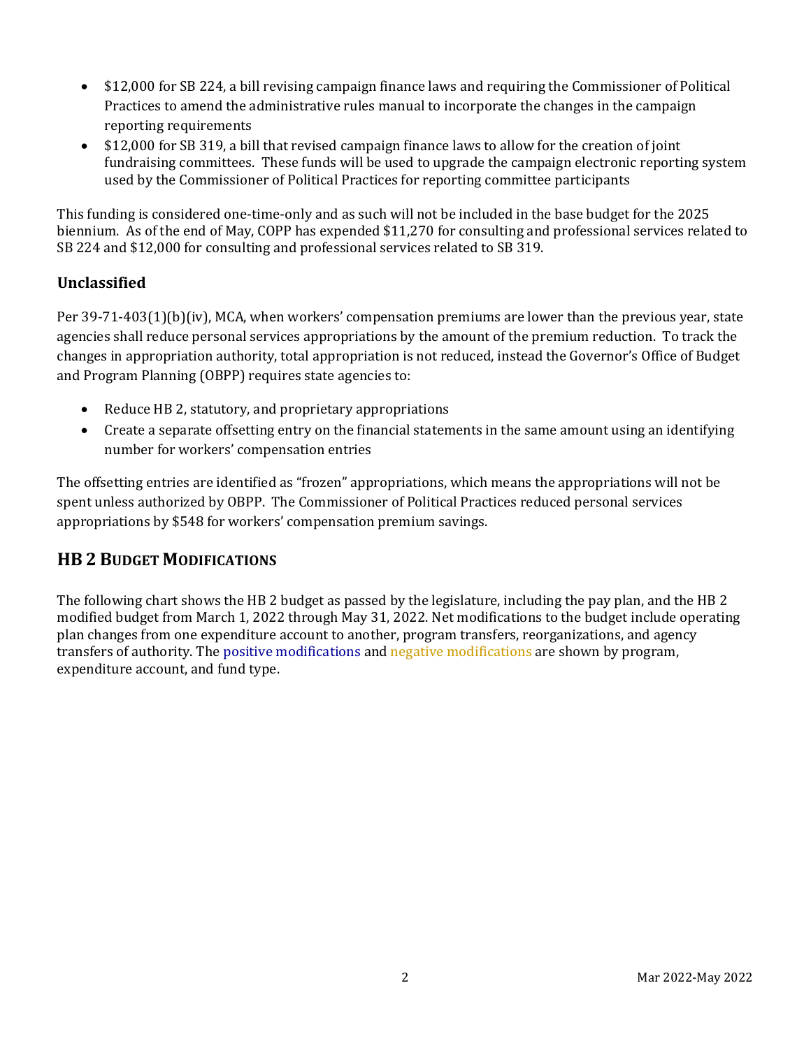- $12,000 for SB 224, a bill revising campaign finance laws and requiring the Commissioner of Political Practices to amend the administrative rules manual to incorporate the changes in the campaign reporting requirements
- $12,000 for SB 319, a bill that revised campaign finance laws to allow for the creation of joint fundraising committees. These funds will be used to upgrade the campaign electronic reporting system used by the Commissioner of Political Practices for reporting committee participants

This funding is considered one-time-only and as such will not be included in the base budget for the 2025 biennium. As of the end of May, COPP has expended $11,270 for consulting and professional services related to SB 224 and $12,000 for consulting and professional services related to SB 319.

### Unclassified

Per 39-71-403(1)(b)(iv), MCA, when workers' compensation premiums are lower than the previous year, state agencies shall reduce personal services appropriations by the amount of the premium reduction. To track the changes in appropriation authority, total appropriation is not reduced, instead the Governor's Office of Budget and Program Planning (OBPP) requires state agencies to:

- Reduce HB 2, statutory, and proprietary appropriations
- Create a separate offsetting entry on the financial statements in the same amount using an identifying number for workers' compensation entries

The offsetting entries are identified as "frozen" appropriations, which means the appropriations will not be spent unless authorized by OBPP. The Commissioner of Political Practices reduced personal services appropriations by $548 for workers' compensation premium savings.

## HB 2 Budget Modifications

The following chart shows the HB 2 budget as passed by the legislature, including the pay plan, and the HB 2 modified budget from March 1, 2022 through May 31, 2022. Net modifications to the budget include operating plan changes from one expenditure account to another, program transfers, reorganizations, and agency transfers of authority. The positive modifications and negative modifications are shown by program, expenditure account, and fund type.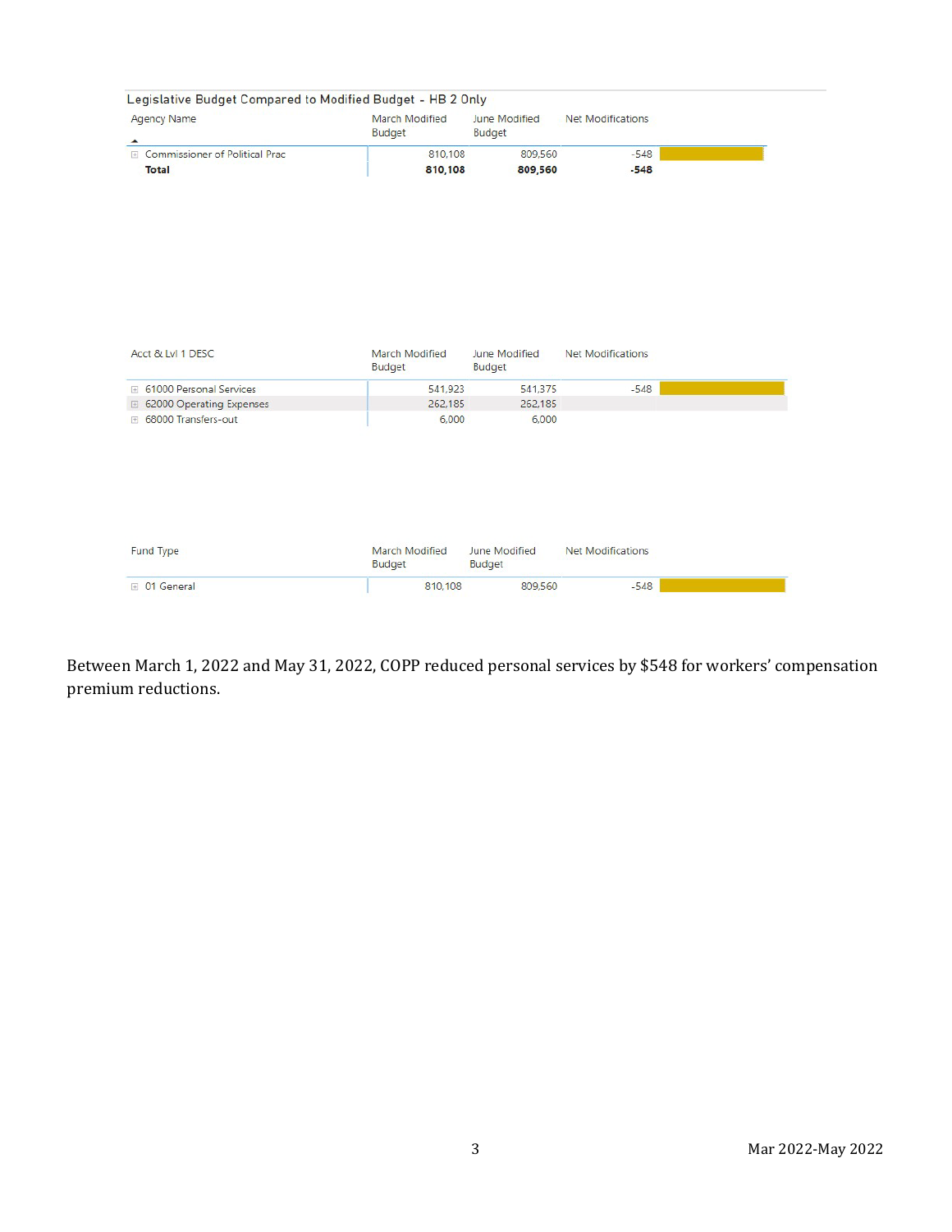## Legislative Budget Compared to Modified Budget - HB 2 Only

| Agency Name | March Modified Budget | June Modified Budget | Net Modifications |
|---|---|---|---|
| Commissioner of Political Prac | 810,108 | 809,560 | -548 |
| **Total** | **810,108** | **809,560** | **-548** |

| Acct & Lvl 1 DESC | March Modified Budget | June Modified Budget | Net Modifications |
|---|---|---|---|
| 61000 Personal Services | 541,923 | 541,375 | -548 |
| 62000 Operating Expenses | 262,185 | 262,185 | |
| 68000 Transfers-out | 6,000 | 6,000 | |

| Fund Type | March Modified Budget | June Modified Budget | Net Modifications |
|---|---|---|---|
| 01 General | 810,108 | 809,560 | -548 |

Between March 1, 2022 and May 31, 2022, COPP reduced personal services by $548 for workers' compensation premium reductions.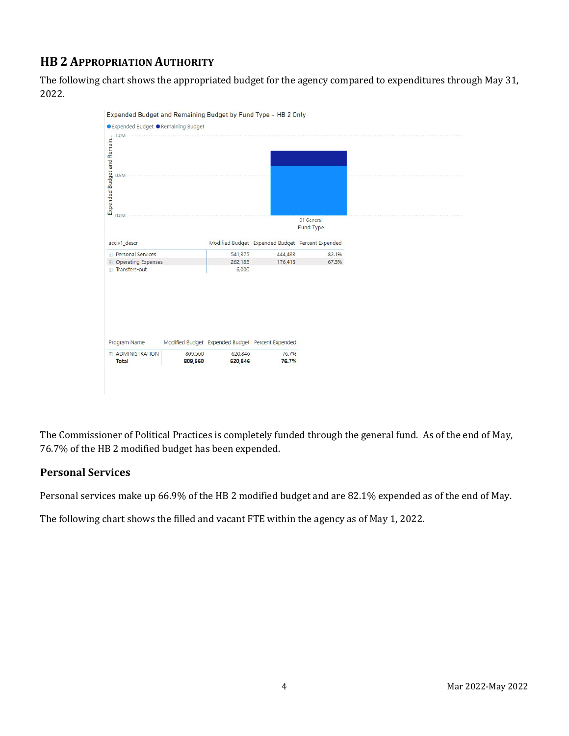## HB 2 Appropriation Authority

The following chart shows the appropriated budget for the agency compared to expenditures through May 31, 2022.

Expended Budget and Remaining Budget by Fund Type - HB 2 Only

| acctlv1_descr | Modified Budget | Expended Budget | Percent Expended |
|---|---|---|---|
| Personal Services | 541,375 | 444,433 | 82.1% |
| Operating Expenses | 262,185 | 176,413 | 67.3% |
| Transfers-out | 6,000 | | |

| Program Name | Modified Budget | Expended Budget | Percent Expended |
|---|---|---|---|
| ADMINISTRATION | 809,560 | 620,846 | 76.7% |
| **Total** | **809,560** | **620,846** | **76.7%** |

The Commissioner of Political Practices is completely funded through the general fund. As of the end of May, 76.7% of the HB 2 modified budget has been expended.

### Personal Services

Personal services make up 66.9% of the HB 2 modified budget and are 82.1% expended as of the end of May.

The following chart shows the filled and vacant FTE within the agency as of May 1, 2022.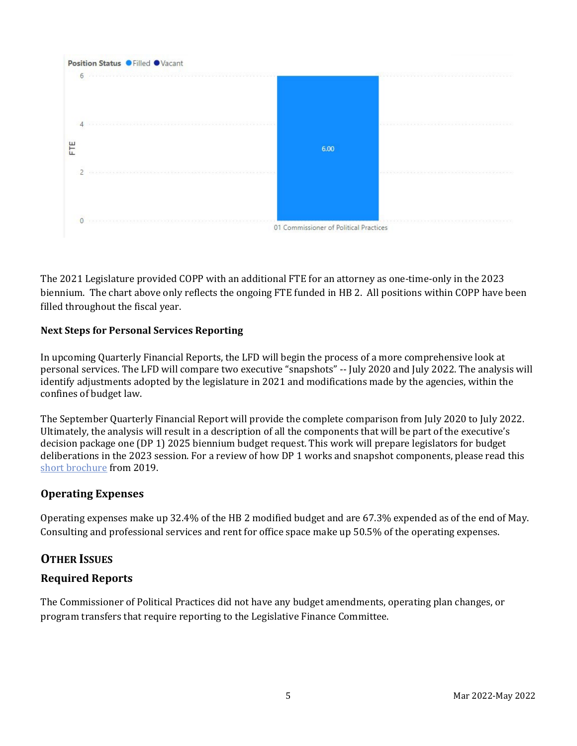Position Status Filled Vacant

6
4
2
0

FTE

6.00

01 Commissioner of Political Practices

The 2021 Legislature provided COPP with an additional FTE for an attorney as one-time-only in the 2023 biennium. The chart above only reflects the ongoing FTE funded in HB 2. All positions within COPP have been filled throughout the fiscal year.

#### Next Steps for Personal Services Reporting

In upcoming Quarterly Financial Reports, the LFD will begin the process of a more comprehensive look at personal services. The LFD will compare two executive "snapshots" -- July 2020 and July 2022. The analysis will identify adjustments adopted by the legislature in 2021 and modifications made by the agencies, within the confines of budget law.

The September Quarterly Financial Report will provide the complete comparison from July 2020 to July 2022. Ultimately, the analysis will result in a description of all the components that will be part of the executive's decision package one (DP 1) 2025 biennium budget request. This work will prepare legislators for budget deliberations in the 2023 session. For a review of how DP 1 works and snapshot components, please read this short brochure from 2019.

### Operating Expenses

Operating expenses make up 32.4% of the HB 2 modified budget and are 67.3% expended as of the end of May. Consulting and professional services and rent for office space make up 50.5% of the operating expenses.

## Other Issues

### Required Reports

The Commissioner of Political Practices did not have any budget amendments, operating plan changes, or program transfers that require reporting to the Legislative Finance Committee.